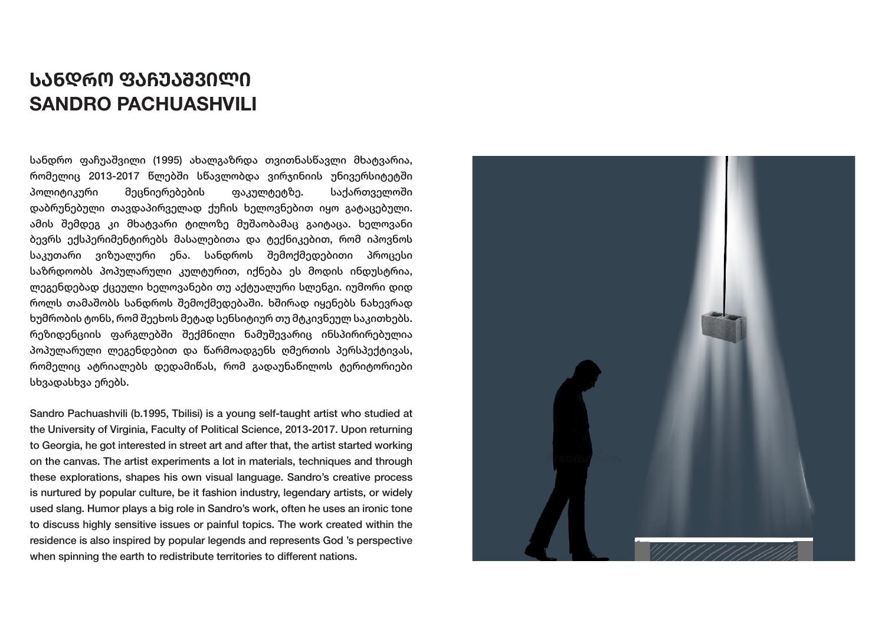# სანდრო ფაჩუაშვილი
# SANDRO PACHUASHVILI

სანდრო ფაჩუაშვილი (1995) ახალგაზრდა თვითნასწავლი მხატვარია, რომელიც 2013-2017 წლებში სწავლობდა ვირჯინიის უნივერსიტეტში პოლიტიკური მეცნიერებების ფაკულტეტზე. საქართველოში დაბრუნებული თავდაპირველად ქუჩის ხელოვნებით იყო გატაცებული. ამის შემდეგ კი მხატვარი ტილოზე მუშაობამაც გაიტაცა. ხელოვანი ბევრს ექსპერიმენტირებს მასალებითა და ტექნიკებით, რომ იპოვნოს საკუთარი ვიზუალური ენა. სანდროს შემოქმედებითი პროცესი საზრდოობს პოპულარული კულტურით, იქნება ეს მოდის ინდუსტრია, ლეგენდებად ქცეული ხელოვანები თუ აქტუალური სლენგი. იუმორი დიდ როლს თამაშობს სანდროს შემოქმედებაში. ხშირად იყენებს ნახევრად ხუმრობის ტონს, რომ შეეხოს მეტად სენსიტიურ თუ მტკივნეულ საკითხებს. რეზიდენციის ფარგლებში შექმნილი ნამუშევარიც ინსპირირებულია პოპულარული ლეგენდებით და წარმოადგენს ღმერთის პერსპექტივას, რომელიც ატრიალებს დედამიწას, რომ გადაუნაწილოს ტერიტორიები სხვადასხვა ერებს.

Sandro Pachuashvili (b.1995, Tbilisi) is a young self-taught artist who studied at the University of Virginia, Faculty of Political Science, 2013-2017. Upon returning to Georgia, he got interested in street art and after that, the artist started working on the canvas. The artist experiments a lot in materials, techniques and through these explorations, shapes his own visual language. Sandro's creative process is nurtured by popular culture, be it fashion industry, legendary artists, or widely used slang. Humor plays a big role in Sandro's work, often he uses an ironic tone to discuss highly sensitive issues or painful topics. The work created within the residence is also inspired by popular legends and represents God 's perspective when spinning the earth to redistribute territories to different nations.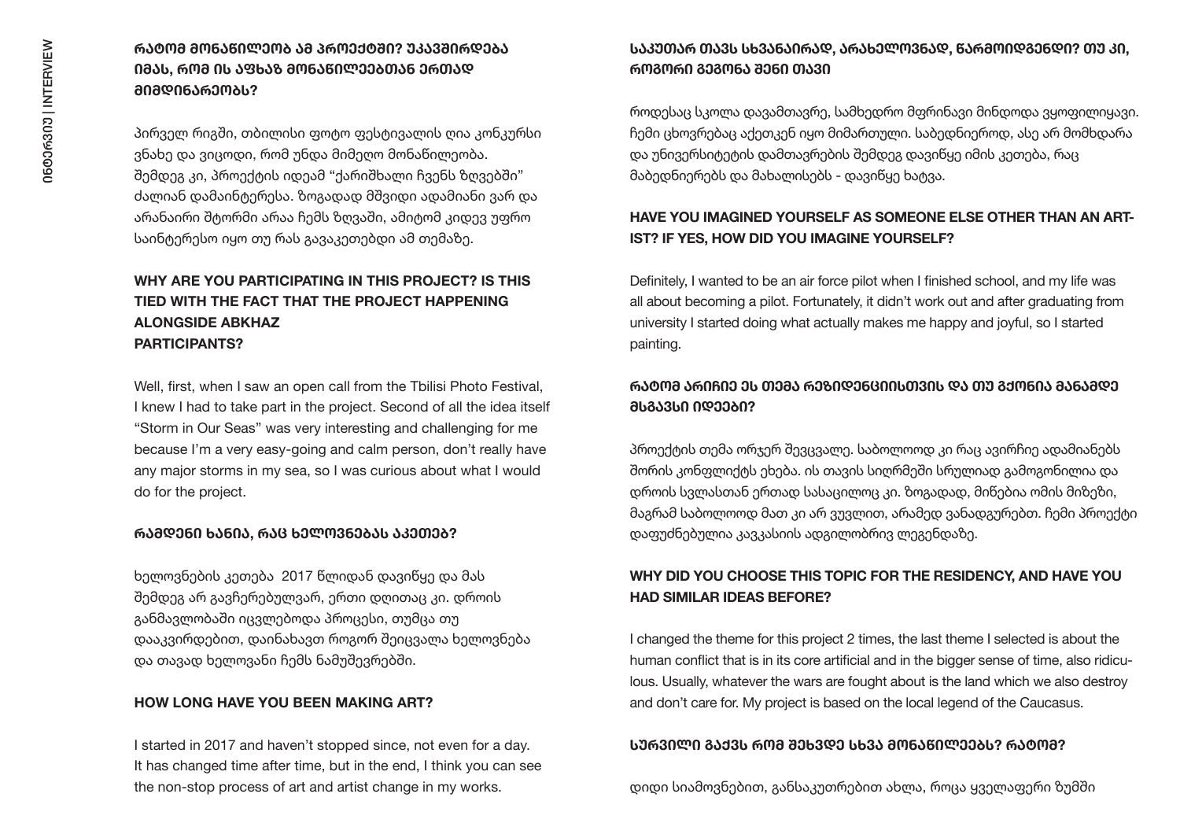### რატომ მონაწილეობ ამ პროექტში? უკავშირდება იმას, რომ ის აფხაზ მონაწილეებთან ერთად მიმდინარეობს?

პირველ რიგში, თბილისი ფოტო ფესტივალის ღია კონკურსი ვნახე და ვიცოდი, რომ უნდა მიმეღო მონაწილეობა. შემდეგ კი, პროექტის იდეამ "ქარიშხალი ჩვენს ზღვებში" ძალიან დამაინტერესა. ზოგადად მშვიდი ადამიანი ვარ და არანაირი შტორმი არაა ჩემს ზღვაში, ამიტომ კიდევ უფრო საინტერესო იყო თუ რას გავაკეთებდი ამ თემაზე.

### WHY ARE YOU PARTICIPATING IN THIS PROJECT? IS THIS TIED WITH THE FACT THAT THE PROJECT HAPPENING ALONGSIDE ABKHAZ PARTICIPANTS?

Well, first, when I saw an open call from the Tbilisi Photo Festival, I knew I had to take part in the project. Second of all the idea itself "Storm in Our Seas" was very interesting and challenging for me because I'm a very easy-going and calm person, don't really have any major storms in my sea, so I was curious about what I would do for the project.

### რამდენი ხანია, რაც ხელოვნებას აკეთებ?

ხელოვნების კეთება 2017 წლიდან დავიწყე და მას შემდეგ არ გავჩერებულვარ, ერთი დღითაც კი. დროის განმავლობაში იცვლებოდა პროცესი, თუმცა თუ დააკვირდებით, დაინახავთ როგორ შეიცვალა ხელოვნება და თავად ხელოვანი ჩემს ნამუშევრებში.

### HOW LONG HAVE YOU BEEN MAKING ART?

I started in 2017 and haven't stopped since, not even for a day. It has changed time after time, but in the end, I think you can see the non-stop process of art and artist change in my works.

### საკუთარ თავს სხვანაირად, არახელოვნად, წარმოიდგენდი? თუ კი, როგორი გეგონა შენი თავი

როდესაც სკოლა დავამთავრე, სამხედრო მფრინავი მინდოდა ვყოფილიყავი. ჩემი ცხოვრებაც აქეთკენ იყო მიმართული. საბედნიეროდ, ასე არ მომხდარა და უნივერსიტეტის დამთავრების შემდეგ დავიწყე იმის კეთება, რაც მაბედნიერებს და მახალისებს - დავიწყე ხატვა.

### HAVE YOU IMAGINED YOURSELF AS SOMEONE ELSE OTHER THAN AN ARTIST? IF YES, HOW DID YOU IMAGINE YOURSELF?

Definitely, I wanted to be an air force pilot when I finished school, and my life was all about becoming a pilot. Fortunately, it didn't work out and after graduating from university I started doing what actually makes me happy and joyful, so I started painting.

### რატომ აირჩიე ეს თემა რეზიდენციისთვის და თუ გქონია მანამდე მსგავსი იდეები?

პროექტის თემა ორჯერ შევცვალე. საბოლოოდ კი რაც ავირჩიე ადამიანებს შორის კონფლიქტს ეხება. ის თავის სიღრმეში სრულიად გამოგონილია და დროის სვლასთან ერთად სასაცილოც კი. ზოგადად, მიწებია ომის მიზეზი, მაგრამ საბოლოოდ მათ კი არ ვუვლით, არამედ ვანადგურებთ. ჩემი პროექტი დაფუძნებულია კავკასიის ადგილობრივ ლეგენდაზე.

### WHY DID YOU CHOOSE THIS TOPIC FOR THE RESIDENCY, AND HAVE YOU HAD SIMILAR IDEAS BEFORE?

I changed the theme for this project 2 times, the last theme I selected is about the human conflict that is in its core artificial and in the bigger sense of time, also ridiculous. Usually, whatever the wars are fought about is the land which we also destroy and don't care for. My project is based on the local legend of the Caucasus.

### სურვილი გაქვს რომ შეხვდე სხვა მონაწილეებს? რატომ?

დიდი სიამოვნებით, განსაკუთრებით ახლა, როცა ყველაფერი ზუმში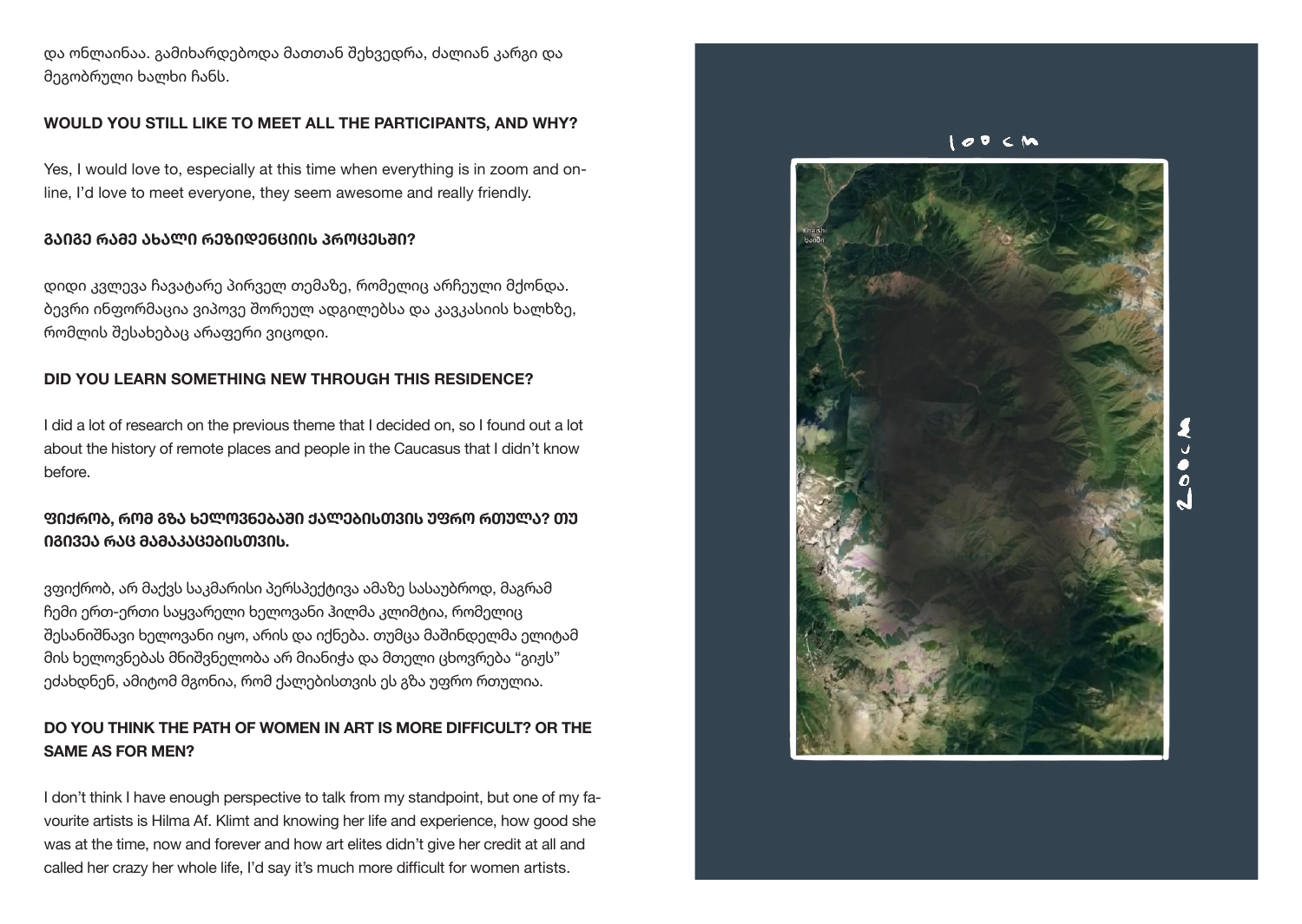და ონლაინაა. გამიხარდებოდა მათთან შეხვედრა, ძალიან კარგი და მეგობრული ხალხი ჩანს.

**WOULD YOU STILL LIKE TO MEET ALL THE PARTICIPANTS, AND WHY?**

Yes, I would love to, especially at this time when everything is in zoom and on-line, I'd love to meet everyone, they seem awesome and really friendly.

**გაიგე რამე ახალი რეზიდენციის პროცესში?**

დიდი კვლევა ჩავატარე პირველ თემაზე, რომელიც არჩეული მქონდა. ბევრი ინფორმაცია ვიპოვე შორეულ ადგილებსა და კავკასიის ხალხზე, რომლის შესახებაც არაფერი ვიცოდი.

**DID YOU LEARN SOMETHING NEW THROUGH THIS RESIDENCE?**

I did a lot of research on the previous theme that I decided on, so I found out a lot about the history of remote places and people in the Caucasus that I didn't know before.

**ფიქრობ, რომ გზა ხელოვნებაში ქალებისთვის უფრო რთულა? თუ იგივეა რაც მამაკაცებისთვის.**

ვფიქრობ, არ მაქვს საკმარისი პერსპექტივა ამაზე სასაუბროდ, მაგრამ ჩემი ერთ-ერთი საყვარელი ხელოვანი ჰილმა კლიმტია, რომელიც შესანიშნავი ხელოვანი იყო, არის და იქნება. თუმცა მაშინდელმა ელიტამ მის ხელოვნებას მნიშვნელობა არ მიანიჭა და მთელი ცხოვრება "გიჟს" ეძახდნენ, ამიტომ მგონია, რომ ქალებისთვის ეს გზა უფრო რთულია.

**DO YOU THINK THE PATH OF WOMEN IN ART IS MORE DIFFICULT? OR THE SAME AS FOR MEN?**

I don't think I have enough perspective to talk from my standpoint, but one of my favourite artists is Hilma Af. Klimt and knowing her life and experience, how good she was at the time, now and forever and how art elites didn't give her credit at all and called her crazy her whole life, I'd say it's much more difficult for women artists.

100 cm

200 cm